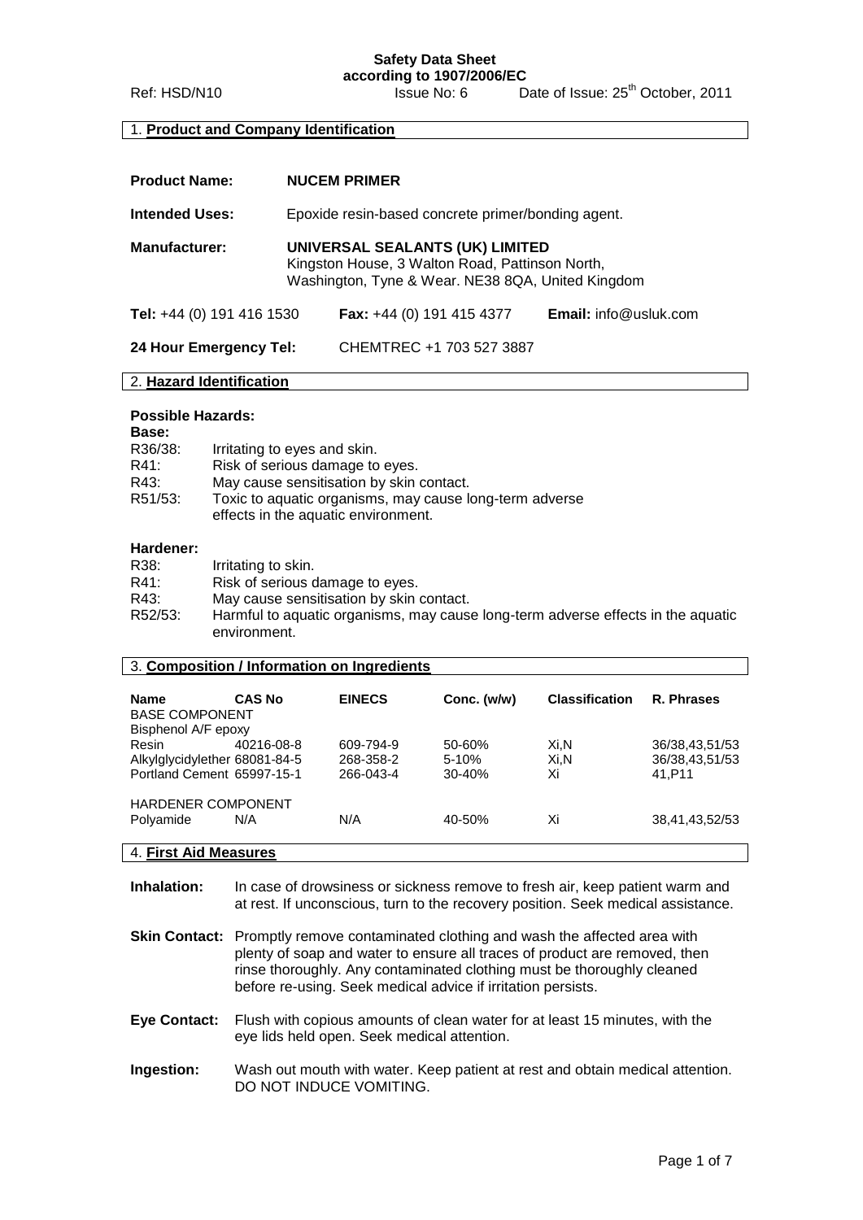**Safety Data Sheet**
**according to 1907/2006/EC**

Ref: HSD/N10 Issue No: 6 Date of Issue: 25th October, 2011

## 1. Product and Company Identification

**Product Name:** **NUCEM PRIMER**

**Intended Uses:** Epoxide resin-based concrete primer/bonding agent.

**Manufacturer:** **UNIVERSAL SEALANTS (UK) LIMITED**
Kingston House, 3 Walton Road, Pattinson North,
Washington, Tyne & Wear. NE38 8QA, United Kingdom

**Tel:** +44 (0) 191 416 1530 **Fax:** +44 (0) 191 415 4377 **Email:** info@usluk.com

**24 Hour Emergency Tel:** CHEMTREC +1 703 527 3887

## 2. Hazard Identification

**Possible Hazards:**

**Base:**

R36/38: Irritating to eyes and skin.
R41: Risk of serious damage to eyes.
R43: May cause sensitisation by skin contact.
R51/53: Toxic to aquatic organisms, may cause long-term adverse effects in the aquatic environment.

**Hardener:**

R38: Irritating to skin.
R41: Risk of serious damage to eyes.
R43: May cause sensitisation by skin contact.
R52/53: Harmful to aquatic organisms, may cause long-term adverse effects in the aquatic environment.

## 3. Composition / Information on Ingredients

| Name | CAS No | EINECS | Conc. (w/w) | Classification | R. Phrases |
|---|---|---|---|---|---|
| BASE COMPONENT | | | | | |
| Bisphenol A/F epoxy Resin | 40216-08-8 | 609-794-9 | 50-60% | Xi,N | 36/38,43,51/53 |
| Alkylglycidylether | 68081-84-5 | 268-358-2 | 5-10% | Xi,N | 36/38,43,51/53 |
| Portland Cement | 65997-15-1 | 266-043-4 | 30-40% | Xi | 41,P11 |
| HARDENER COMPONENT | | | | | |
| Polyamide | N/A | N/A | 40-50% | Xi | 38,41,43,52/53 |

## 4. First Aid Measures

**Inhalation:** In case of drowsiness or sickness remove to fresh air, keep patient warm and at rest. If unconscious, turn to the recovery position. Seek medical assistance.

**Skin Contact:** Promptly remove contaminated clothing and wash the affected area with plenty of soap and water to ensure all traces of product are removed, then rinse thoroughly. Any contaminated clothing must be thoroughly cleaned before re-using. Seek medical advice if irritation persists.

**Eye Contact:** Flush with copious amounts of clean water for at least 15 minutes, with the eye lids held open. Seek medical attention.

**Ingestion:** Wash out mouth with water. Keep patient at rest and obtain medical attention. DO NOT INDUCE VOMITING.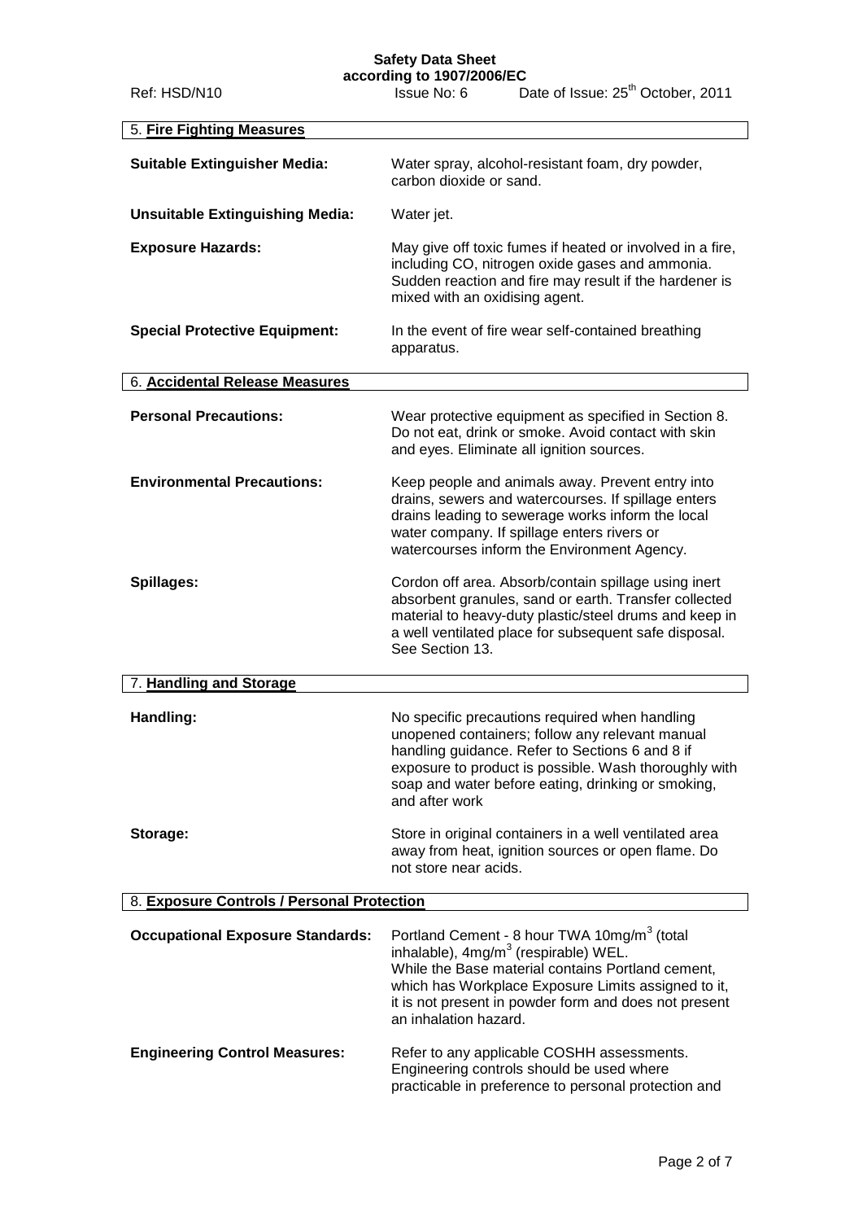## 5. Fire Fighting Measures

**Suitable Extinguisher Media:** Water spray, alcohol-resistant foam, dry powder, carbon dioxide or sand.

**Unsuitable Extinguishing Media:** Water jet.

**Exposure Hazards:** May give off toxic fumes if heated or involved in a fire, including CO, nitrogen oxide gases and ammonia. Sudden reaction and fire may result if the hardener is mixed with an oxidising agent.

**Special Protective Equipment:** In the event of fire wear self-contained breathing apparatus.

## 6. Accidental Release Measures

**Personal Precautions:** Wear protective equipment as specified in Section 8. Do not eat, drink or smoke. Avoid contact with skin and eyes. Eliminate all ignition sources.

**Environmental Precautions:** Keep people and animals away. Prevent entry into drains, sewers and watercourses. If spillage enters drains leading to sewerage works inform the local water company. If spillage enters rivers or watercourses inform the Environment Agency.

**Spillages:** Cordon off area. Absorb/contain spillage using inert absorbent granules, sand or earth. Transfer collected material to heavy-duty plastic/steel drums and keep in a well ventilated place for subsequent safe disposal. See Section 13.

## 7. Handling and Storage

**Handling:** No specific precautions required when handling unopened containers; follow any relevant manual handling guidance. Refer to Sections 6 and 8 if exposure to product is possible. Wash thoroughly with soap and water before eating, drinking or smoking, and after work

**Storage:** Store in original containers in a well ventilated area away from heat, ignition sources or open flame. Do not store near acids.

## 8. Exposure Controls / Personal Protection

**Occupational Exposure Standards:** Portland Cement - 8 hour TWA 10mg/m$^3$ (total inhalable), 4mg/m$^3$ (respirable) WEL. While the Base material contains Portland cement, which has Workplace Exposure Limits assigned to it, it is not present in powder form and does not present an inhalation hazard.

**Engineering Control Measures:** Refer to any applicable COSHH assessments. Engineering controls should be used where practicable in preference to personal protection and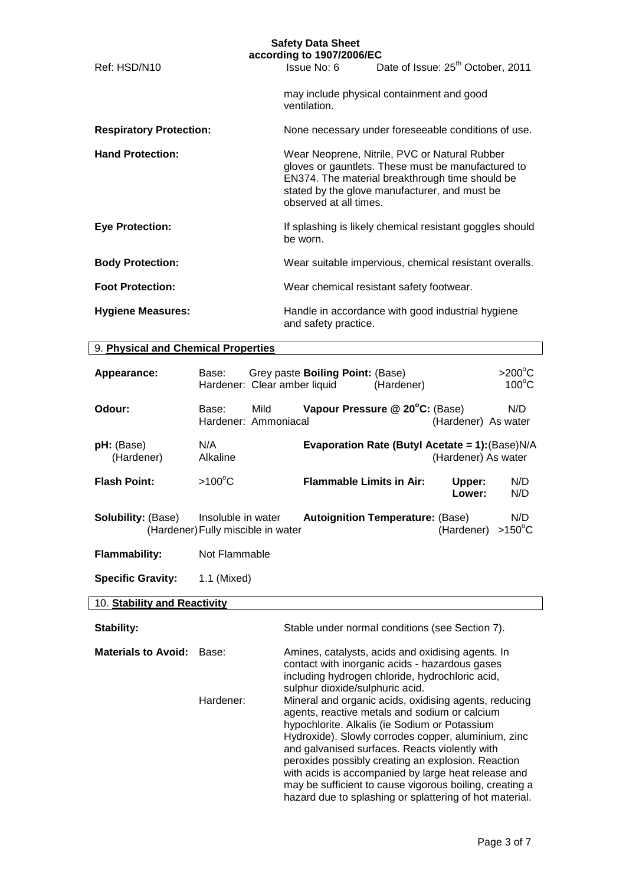may include physical containment and good ventilation.

**Respiratory Protection:** None necessary under foreseeable conditions of use.

**Hand Protection:** Wear Neoprene, Nitrile, PVC or Natural Rubber gloves or gauntlets. These must be manufactured to EN374. The material breakthrough time should be stated by the glove manufacturer, and must be observed at all times.

**Eye Protection:** If splashing is likely chemical resistant goggles should be worn.

**Body Protection:** Wear suitable impervious, chemical resistant overalls.

**Foot Protection:** Wear chemical resistant safety footwear.

**Hygiene Measures:** Handle in accordance with good industrial hygiene and safety practice.

## 9. Physical and Chemical Properties

| | | | | |
|---|---|---|---|---|
| **Appearance:** | Base: Grey paste<br>Hardener: Clear amber liquid | **Boiling Point:** | (Base)<br>(Hardener) | >200°C<br>100°C |
| **Odour:** | Base: Mild<br>Hardener: Ammoniacal | **Vapour Pressure @ 20°C:** | (Base)<br>(Hardener) | N/D<br>As water |
| **pH:** (Base)<br>(Hardener) | N/A<br>Alkaline | **Evaporation Rate (Butyl Acetate = 1):** | (Base)<br>(Hardener) | N/A<br>As water |
| **Flash Point:** | >100°C | **Flammable Limits in Air:** | **Upper:**<br>**Lower:** | N/D<br>N/D |
| **Solubility:** (Base)<br>(Hardener) | Insoluble in water<br>Fully miscible in water | **Autoignition Temperature:** | (Base)<br>(Hardener) | N/D<br>>150°C |
| **Flammability:** | Not Flammable | | | |
| **Specific Gravity:** | 1.1 (Mixed) | | | |

## 10. Stability and Reactivity

**Stability:** Stable under normal conditions (see Section 7).

**Materials to Avoid:**

Base: Amines, catalysts, acids and oxidising agents. In contact with inorganic acids - hazardous gases including hydrogen chloride, hydrochloric acid, sulphur dioxide/sulphuric acid.

Hardener: Mineral and organic acids, oxidising agents, reducing agents, reactive metals and sodium or calcium hypochlorite. Alkalis (ie Sodium or Potassium Hydroxide). Slowly corrodes copper, aluminium, zinc and galvanised surfaces. Reacts violently with peroxides possibly creating an explosion. Reaction with acids is accompanied by large heat release and may be sufficient to cause vigorous boiling, creating a hazard due to splashing or splattering of hot material.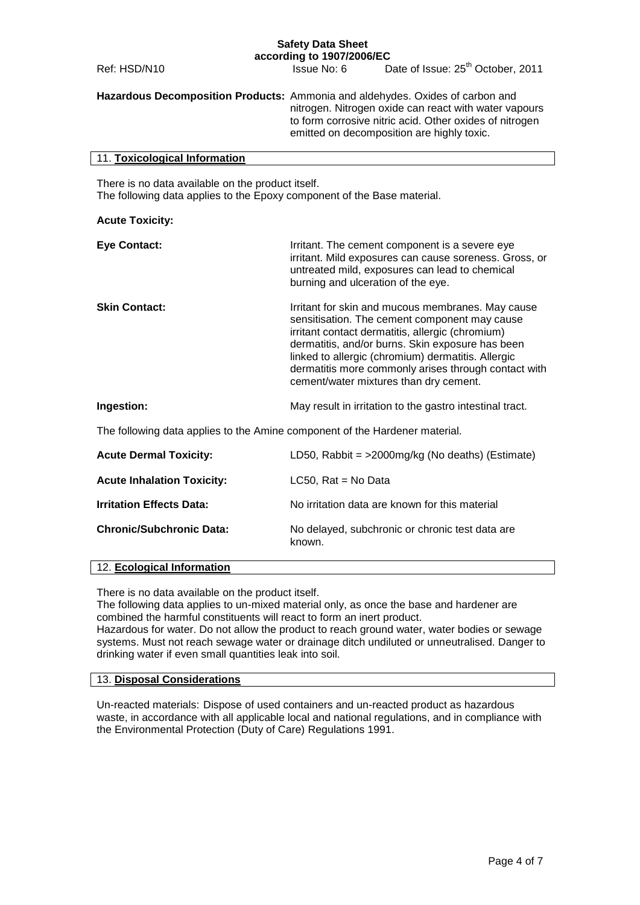**Hazardous Decomposition Products:** Ammonia and aldehydes. Oxides of carbon and nitrogen. Nitrogen oxide can react with water vapours to form corrosive nitric acid. Other oxides of nitrogen emitted on decomposition are highly toxic.

## 11. Toxicological Information

There is no data available on the product itself.
The following data applies to the Epoxy component of the Base material.

**Acute Toxicity:**

**Eye Contact:** Irritant. The cement component is a severe eye irritant. Mild exposures can cause soreness. Gross, or untreated mild, exposures can lead to chemical burning and ulceration of the eye.

**Skin Contact:** Irritant for skin and mucous membranes. May cause sensitisation. The cement component may cause irritant contact dermatitis, allergic (chromium) dermatitis, and/or burns. Skin exposure has been linked to allergic (chromium) dermatitis. Allergic dermatitis more commonly arises through contact with cement/water mixtures than dry cement.

**Ingestion:** May result in irritation to the gastro intestinal tract.

The following data applies to the Amine component of the Hardener material.

**Acute Dermal Toxicity:** LD50, Rabbit = >2000mg/kg (No deaths) (Estimate)

**Acute Inhalation Toxicity:** LC50, Rat = No Data

**Irritation Effects Data:** No irritation data are known for this material

**Chronic/Subchronic Data:** No delayed, subchronic or chronic test data are known.

## 12. Ecological Information

There is no data available on the product itself.
The following data applies to un-mixed material only, as once the base and hardener are combined the harmful constituents will react to form an inert product.
Hazardous for water. Do not allow the product to reach ground water, water bodies or sewage systems. Must not reach sewage water or drainage ditch undiluted or unneutralised. Danger to drinking water if even small quantities leak into soil.

## 13. Disposal Considerations

Un-reacted materials: Dispose of used containers and un-reacted product as hazardous waste, in accordance with all applicable local and national regulations, and in compliance with the Environmental Protection (Duty of Care) Regulations 1991.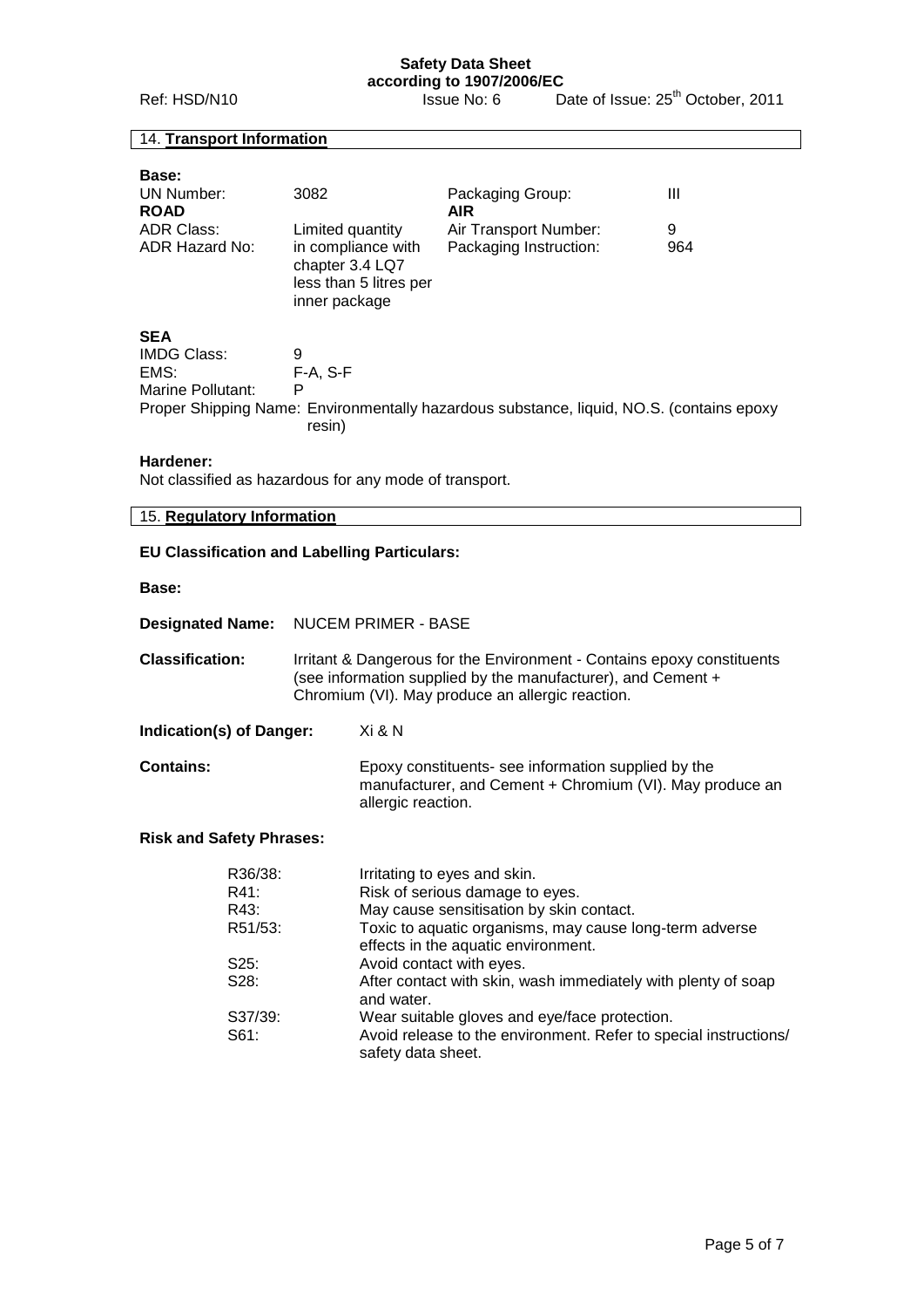## 14. **Transport Information**

**Base:**

| | | | |
|---|---|---|---|
| UN Number: | 3082 | Packaging Group: | III |
| **ROAD** | | **AIR** | |
| ADR Class: | Limited quantity | Air Transport Number: | 9 |
| ADR Hazard No: | in compliance with chapter 3.4 LQ7 less than 5 litres per inner package | Packaging Instruction: | 964 |

**SEA**

IMDG Class: 9
EMS: F-A, S-F
Marine Pollutant: P
Proper Shipping Name: Environmentally hazardous substance, liquid, NO.S. (contains epoxy resin)

**Hardener:**
Not classified as hazardous for any mode of transport.

## 15. **Regulatory Information**

**EU Classification and Labelling Particulars:**

**Base:**

**Designated Name:** NUCEM PRIMER - BASE

**Classification:** Irritant & Dangerous for the Environment - Contains epoxy constituents (see information supplied by the manufacturer), and Cement + Chromium (VI). May produce an allergic reaction.

**Indication(s) of Danger:** Xi & N

**Contains:** Epoxy constituents- see information supplied by the manufacturer, and Cement + Chromium (VI). May produce an allergic reaction.

**Risk and Safety Phrases:**

| | |
|---|---|
| R36/38: | Irritating to eyes and skin. |
| R41: | Risk of serious damage to eyes. |
| R43: | May cause sensitisation by skin contact. |
| R51/53: | Toxic to aquatic organisms, may cause long-term adverse effects in the aquatic environment. |
| S25: | Avoid contact with eyes. |
| S28: | After contact with skin, wash immediately with plenty of soap and water. |
| S37/39: | Wear suitable gloves and eye/face protection. |
| S61: | Avoid release to the environment. Refer to special instructions/ safety data sheet. |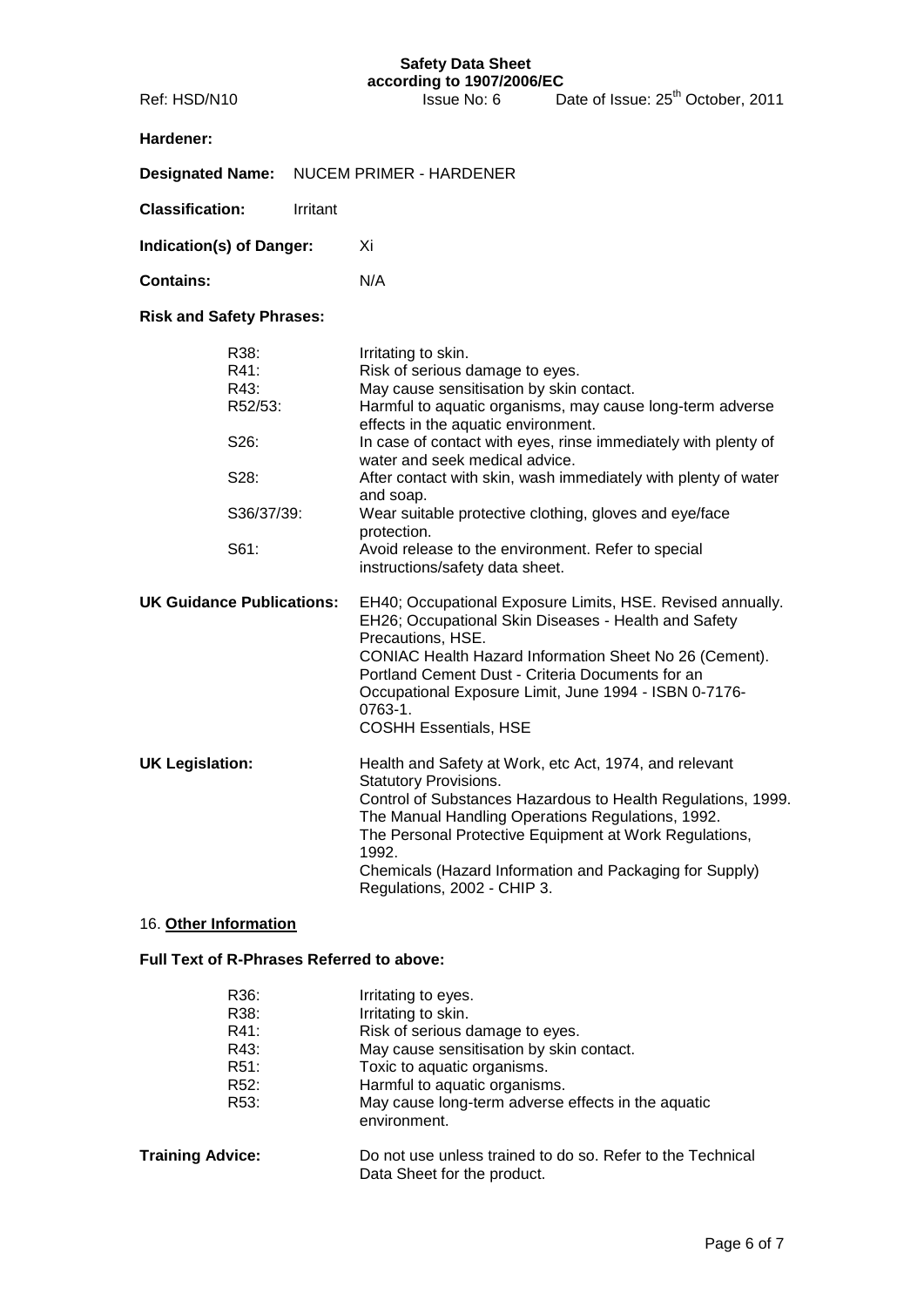**Hardener:**

**Designated Name:** NUCEM PRIMER - HARDENER

**Classification:** Irritant

**Indication(s) of Danger:** Xi

**Contains:** N/A

**Risk and Safety Phrases:**

| | |
|---|---|
| R38: | Irritating to skin. |
| R41: | Risk of serious damage to eyes. |
| R43: | May cause sensitisation by skin contact. |
| R52/53: | Harmful to aquatic organisms, may cause long-term adverse effects in the aquatic environment. |
| S26: | In case of contact with eyes, rinse immediately with plenty of water and seek medical advice. |
| S28: | After contact with skin, wash immediately with plenty of water and soap. |
| S36/37/39: | Wear suitable protective clothing, gloves and eye/face protection. |
| S61: | Avoid release to the environment. Refer to special instructions/safety data sheet. |

**UK Guidance Publications:**

EH40; Occupational Exposure Limits, HSE. Revised annually.
EH26; Occupational Skin Diseases - Health and Safety Precautions, HSE.
CONIAC Health Hazard Information Sheet No 26 (Cement).
Portland Cement Dust - Criteria Documents for an Occupational Exposure Limit, June 1994 - ISBN 0-7176-0763-1.
COSHH Essentials, HSE

**UK Legislation:**

Health and Safety at Work, etc Act, 1974, and relevant Statutory Provisions.
Control of Substances Hazardous to Health Regulations, 1999.
The Manual Handling Operations Regulations, 1992.
The Personal Protective Equipment at Work Regulations, 1992.
Chemicals (Hazard Information and Packaging for Supply) Regulations, 2002 - CHIP 3.

## 16. Other Information

**Full Text of R-Phrases Referred to above:**

| | |
|---|---|
| R36: | Irritating to eyes. |
| R38: | Irritating to skin. |
| R41: | Risk of serious damage to eyes. |
| R43: | May cause sensitisation by skin contact. |
| R51: | Toxic to aquatic organisms. |
| R52: | Harmful to aquatic organisms. |
| R53: | May cause long-term adverse effects in the aquatic environment. |

**Training Advice:** Do not use unless trained to do so. Refer to the Technical Data Sheet for the product.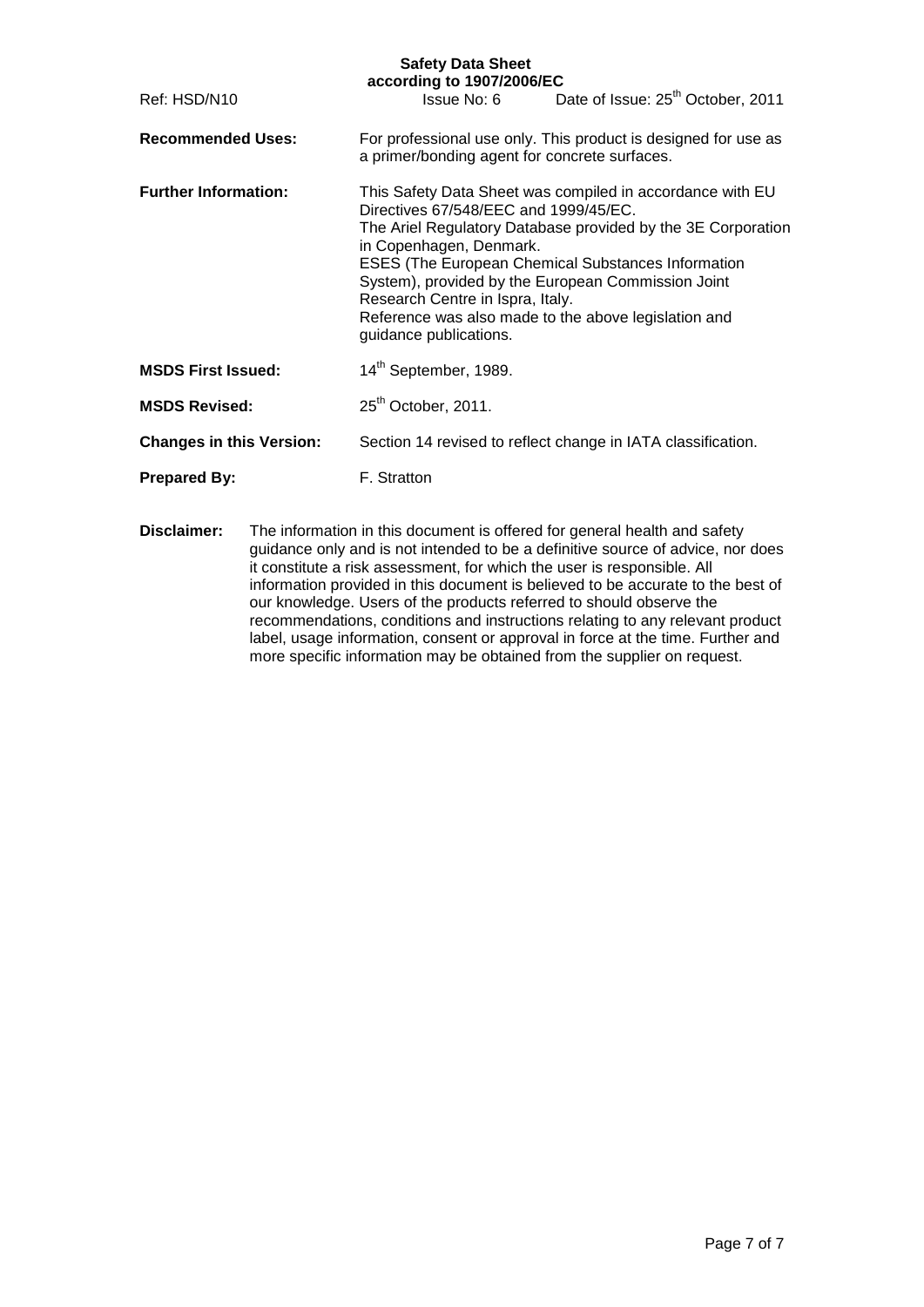**Recommended Uses:** For professional use only. This product is designed for use as a primer/bonding agent for concrete surfaces.

**Further Information:** This Safety Data Sheet was compiled in accordance with EU Directives 67/548/EEC and 1999/45/EC.
The Ariel Regulatory Database provided by the 3E Corporation in Copenhagen, Denmark.
ESES (The European Chemical Substances Information System), provided by the European Commission Joint Research Centre in Ispra, Italy.
Reference was also made to the above legislation and guidance publications.

**MSDS First Issued:** 14th September, 1989.

**MSDS Revised:** 25th October, 2011.

**Changes in this Version:** Section 14 revised to reflect change in IATA classification.

**Prepared By:** F. Stratton

**Disclaimer:** The information in this document is offered for general health and safety guidance only and is not intended to be a definitive source of advice, nor does it constitute a risk assessment, for which the user is responsible. All information provided in this document is believed to be accurate to the best of our knowledge. Users of the products referred to should observe the recommendations, conditions and instructions relating to any relevant product label, usage information, consent or approval in force at the time. Further and more specific information may be obtained from the supplier on request.